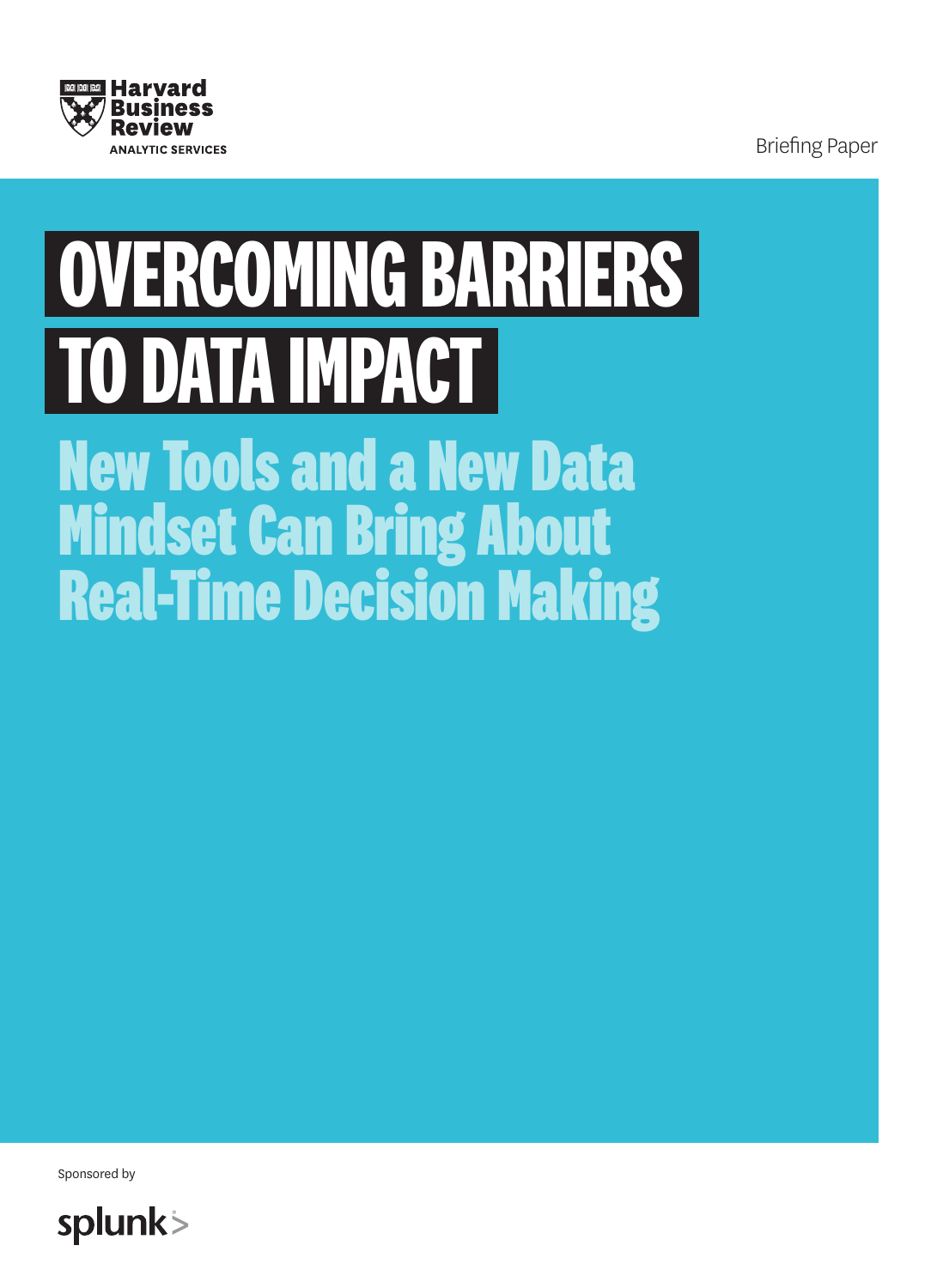Harvard Business Review
ANALYTIC SERVICES

Briefing Paper

# OVERCOMING BARRIERS TO DATA IMPACT

## New Tools and a New Data Mindset Can Bring About Real-Time Decision Making

Sponsored by

splunk>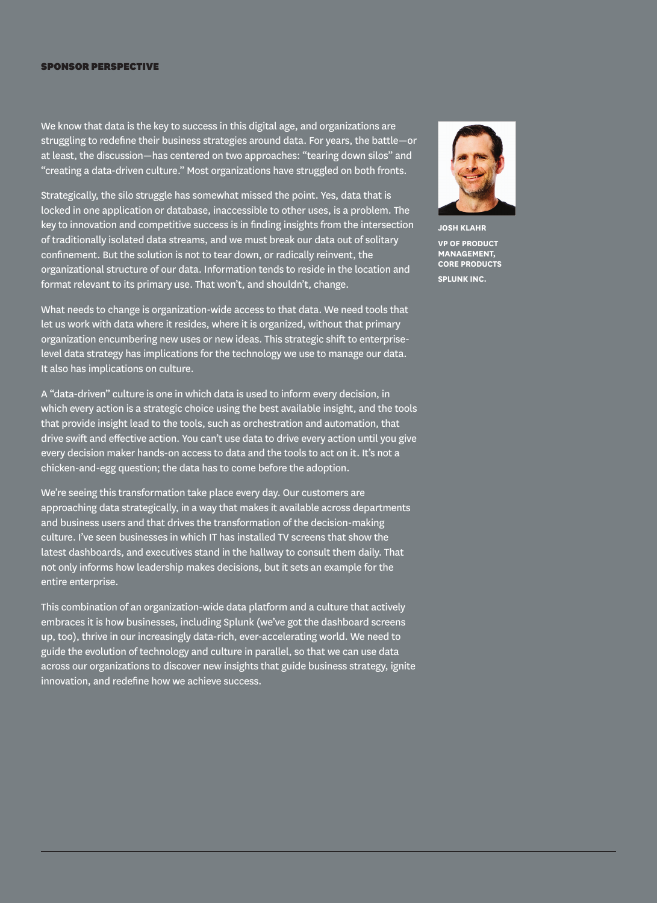**SPONSOR PERSPECTIVE**

We know that data is the key to success in this digital age, and organizations are struggling to redefine their business strategies around data. For years, the battle—or at least, the discussion—has centered on two approaches: "tearing down silos" and "creating a data-driven culture." Most organizations have struggled on both fronts.

Strategically, the silo struggle has somewhat missed the point. Yes, data that is locked in one application or database, inaccessible to other uses, is a problem. The key to innovation and competitive success is in finding insights from the intersection of traditionally isolated data streams, and we must break our data out of solitary confinement. But the solution is not to tear down, or radically reinvent, the organizational structure of our data. Information tends to reside in the location and format relevant to its primary use. That won't, and shouldn't, change.

What needs to change is organization-wide access to that data. We need tools that let us work with data where it resides, where it is organized, without that primary organization encumbering new uses or new ideas. This strategic shift to enterprise-level data strategy has implications for the technology we use to manage our data. It also has implications on culture.

A "data-driven" culture is one in which data is used to inform every decision, in which every action is a strategic choice using the best available insight, and the tools that provide insight lead to the tools, such as orchestration and automation, that drive swift and effective action. You can't use data to drive every action until you give every decision maker hands-on access to data and the tools to act on it. It's not a chicken-and-egg question; the data has to come before the adoption.

We're seeing this transformation take place every day. Our customers are approaching data strategically, in a way that makes it available across departments and business users and that drives the transformation of the decision-making culture. I've seen businesses in which IT has installed TV screens that show the latest dashboards, and executives stand in the hallway to consult them daily. That not only informs how leadership makes decisions, but it sets an example for the entire enterprise.

This combination of an organization-wide data platform and a culture that actively embraces it is how businesses, including Splunk (we've got the dashboard screens up, too), thrive in our increasingly data-rich, ever-accelerating world. We need to guide the evolution of technology and culture in parallel, so that we can use data across our organizations to discover new insights that guide business strategy, ignite innovation, and redefine how we achieve success.

**JOSH KLAHR**

**VP OF PRODUCT MANAGEMENT, CORE PRODUCTS**

**SPLUNK INC.**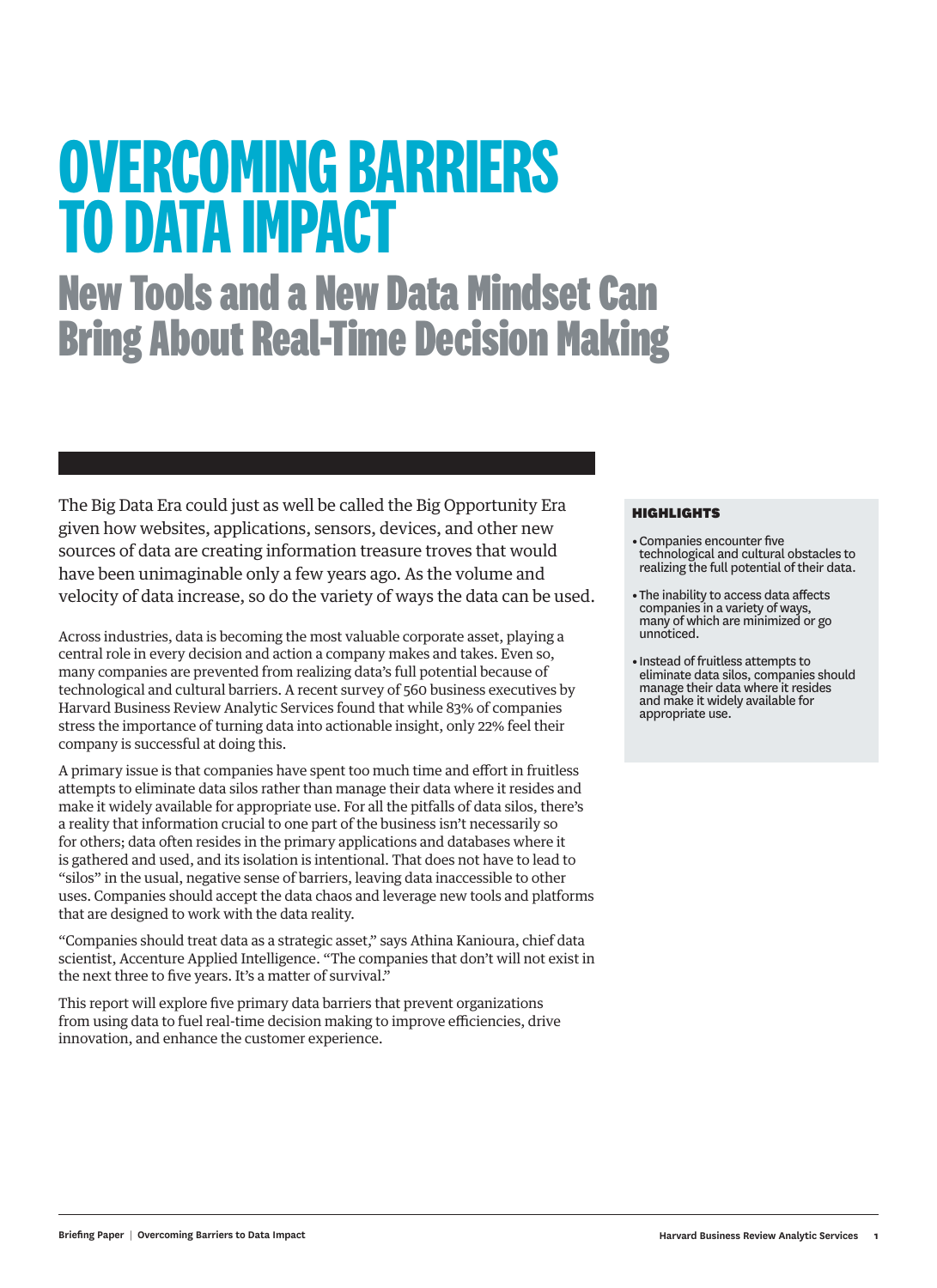# OVERCOMING BARRIERS TO DATA IMPACT

## New Tools and a New Data Mindset Can Bring About Real-Time Decision Making

The Big Data Era could just as well be called the Big Opportunity Era given how websites, applications, sensors, devices, and other new sources of data are creating information treasure troves that would have been unimaginable only a few years ago. As the volume and velocity of data increase, so do the variety of ways the data can be used.

Across industries, data is becoming the most valuable corporate asset, playing a central role in every decision and action a company makes and takes. Even so, many companies are prevented from realizing data's full potential because of technological and cultural barriers. A recent survey of 560 business executives by Harvard Business Review Analytic Services found that while 83% of companies stress the importance of turning data into actionable insight, only 22% feel their company is successful at doing this.

A primary issue is that companies have spent too much time and effort in fruitless attempts to eliminate data silos rather than manage their data where it resides and make it widely available for appropriate use. For all the pitfalls of data silos, there's a reality that information crucial to one part of the business isn't necessarily so for others; data often resides in the primary applications and databases where it is gathered and used, and its isolation is intentional. That does not have to lead to "silos" in the usual, negative sense of barriers, leaving data inaccessible to other uses. Companies should accept the data chaos and leverage new tools and platforms that are designed to work with the data reality.

"Companies should treat data as a strategic asset," says Athina Kanioura, chief data scientist, Accenture Applied Intelligence. "The companies that don't will not exist in the next three to five years. It's a matter of survival."

This report will explore five primary data barriers that prevent organizations from using data to fuel real-time decision making to improve efficiencies, drive innovation, and enhance the customer experience.

**HIGHLIGHTS**

- Companies encounter five technological and cultural obstacles to realizing the full potential of their data.
- The inability to access data affects companies in a variety of ways, many of which are minimized or go unnoticed.
- Instead of fruitless attempts to eliminate data silos, companies should manage their data where it resides and make it widely available for appropriate use.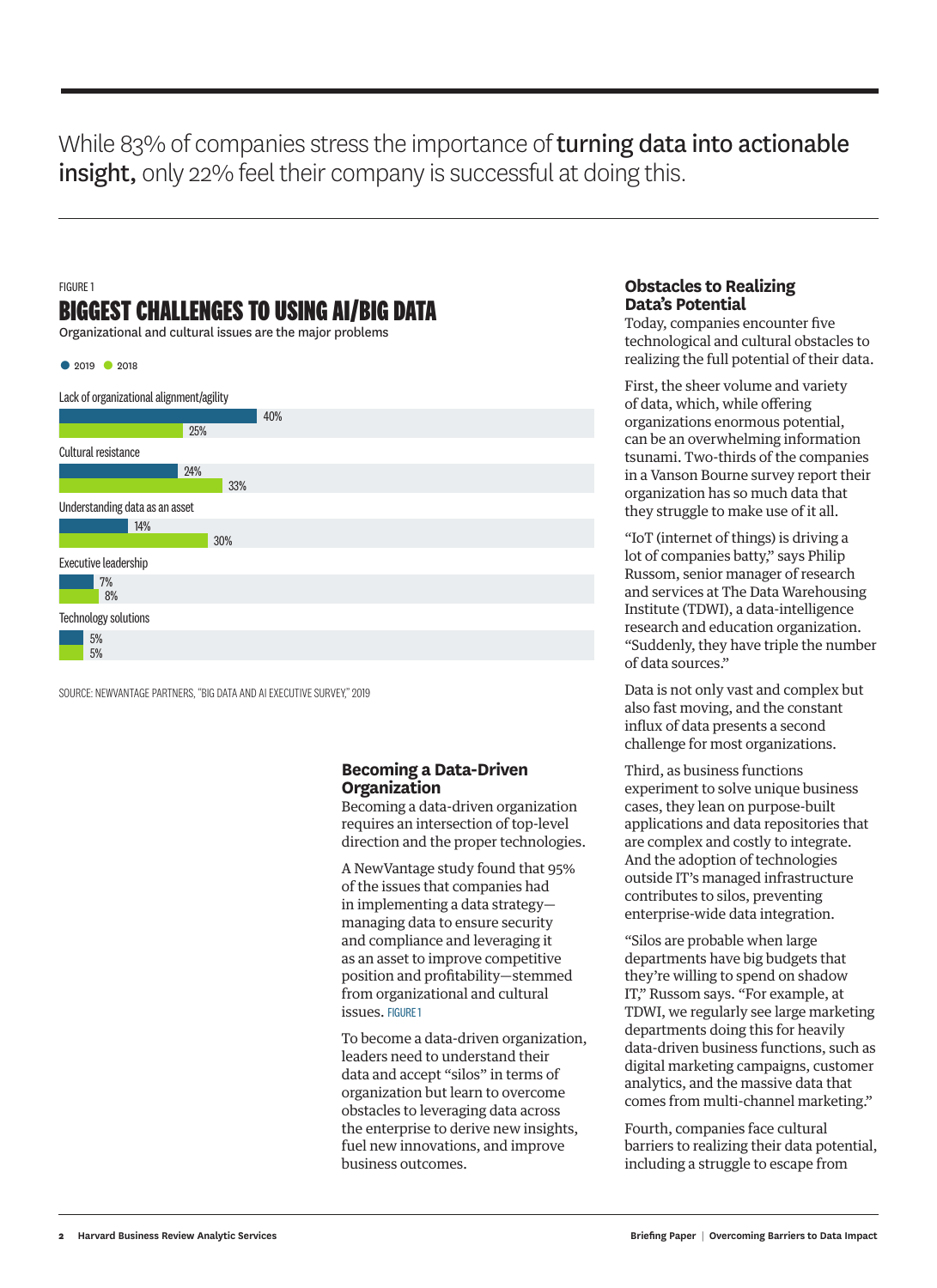While 83% of companies stress the importance of **turning data into actionable insight,** only 22% feel their company is successful at doing this.

FIGURE 1

## BIGGEST CHALLENGES TO USING AI/BIG DATA

Organizational and cultural issues are the major problems

| Challenge | 2019 | 2018 |
|---|---|---|
| Lack of organizational alignment/agility | 40% | 25% |
| Cultural resistance | 24% | 33% |
| Understanding data as an asset | 14% | 30% |
| Executive leadership | 7% | 8% |
| Technology solutions | 5% | 5% |

SOURCE: NEWVANTAGE PARTNERS, "BIG DATA AND AI EXECUTIVE SURVEY," 2019

### Becoming a Data-Driven Organization

Becoming a data-driven organization requires an intersection of top-level direction and the proper technologies.

A NewVantage study found that 95% of the issues that companies had in implementing a data strategy—managing data to ensure security and compliance and leveraging it as an asset to improve competitive position and profitability—stemmed from organizational and cultural issues. FIGURE 1

To become a data-driven organization, leaders need to understand their data and accept "silos" in terms of organization but learn to overcome obstacles to leveraging data across the enterprise to derive new insights, fuel new innovations, and improve business outcomes.

### Obstacles to Realizing Data's Potential

Today, companies encounter five technological and cultural obstacles to realizing the full potential of their data.

First, the sheer volume and variety of data, which, while offering organizations enormous potential, can be an overwhelming information tsunami. Two-thirds of the companies in a Vanson Bourne survey report their organization has so much data that they struggle to make use of it all.

"IoT (internet of things) is driving a lot of companies batty," says Philip Russom, senior manager of research and services at The Data Warehousing Institute (TDWI), a data-intelligence research and education organization. "Suddenly, they have triple the number of data sources."

Data is not only vast and complex but also fast moving, and the constant influx of data presents a second challenge for most organizations.

Third, as business functions experiment to solve unique business cases, they lean on purpose-built applications and data repositories that are complex and costly to integrate. And the adoption of technologies outside IT's managed infrastructure contributes to silos, preventing enterprise-wide data integration.

"Silos are probable when large departments have big budgets that they're willing to spend on shadow IT," Russom says. "For example, at TDWI, we regularly see large marketing departments doing this for heavily data-driven business functions, such as digital marketing campaigns, customer analytics, and the massive data that comes from multi-channel marketing."

Fourth, companies face cultural barriers to realizing their data potential, including a struggle to escape from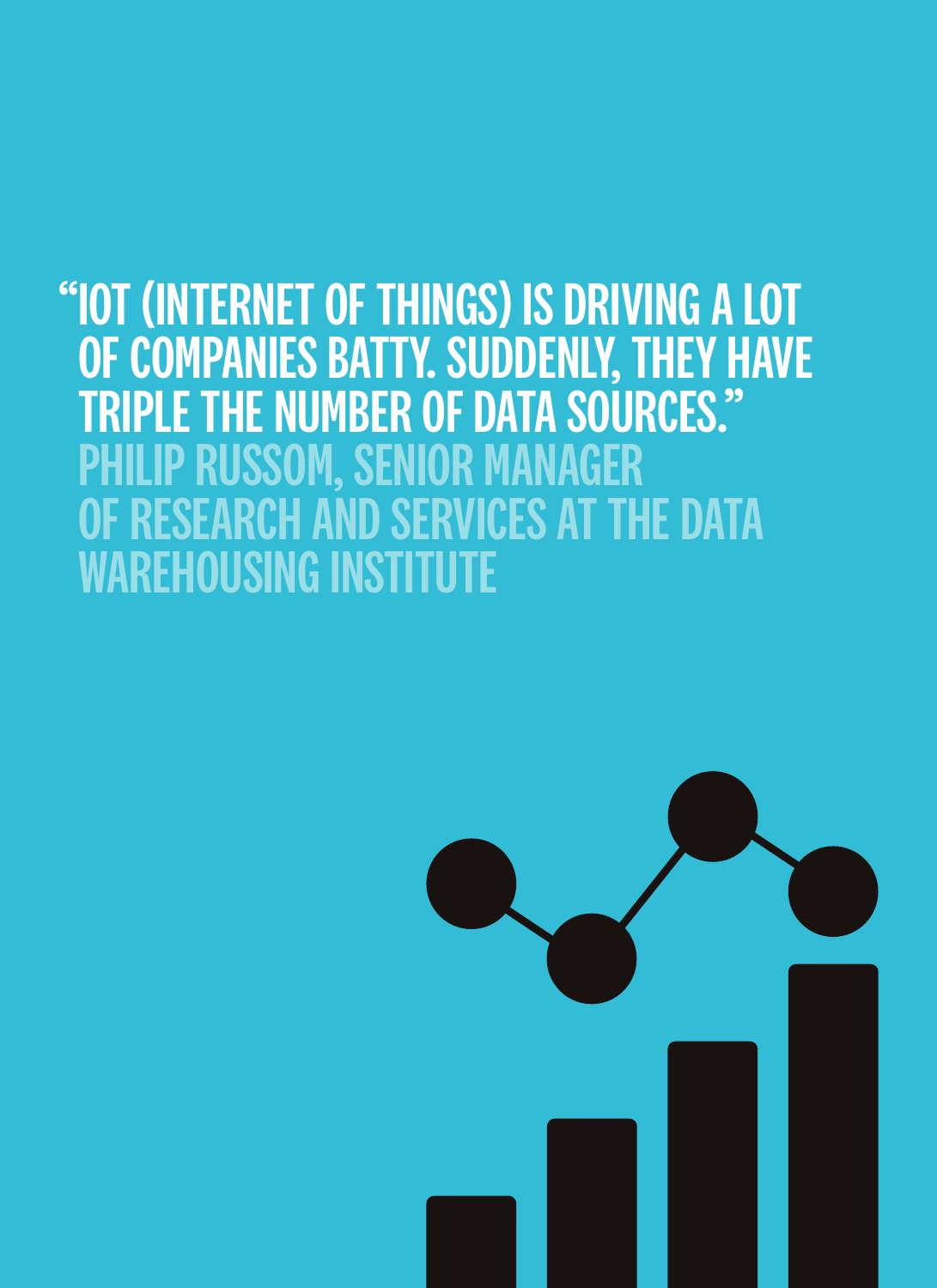"IOT (INTERNET OF THINGS) IS DRIVING A LOT OF COMPANIES BATTY. SUDDENLY, THEY HAVE TRIPLE THE NUMBER OF DATA SOURCES."

PHILIP RUSSOM, SENIOR MANAGER OF RESEARCH AND SERVICES AT THE DATA WAREHOUSING INSTITUTE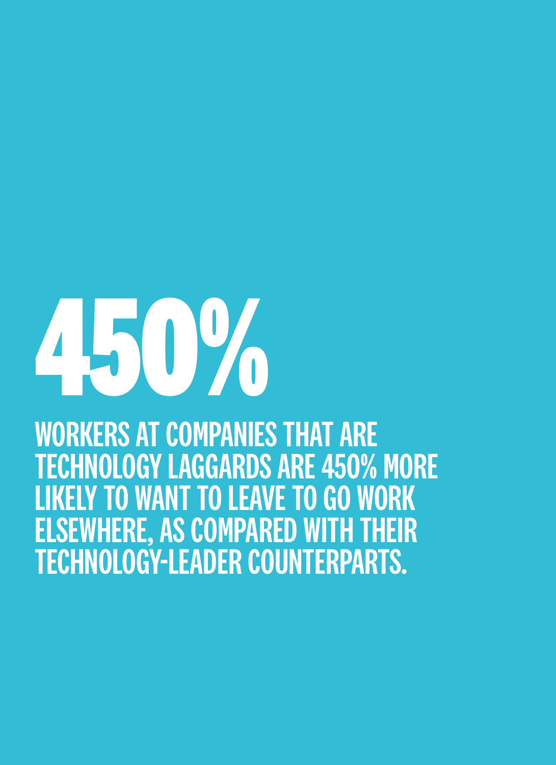# 450%

**WORKERS AT COMPANIES THAT ARE TECHNOLOGY LAGGARDS ARE 450% MORE LIKELY TO WANT TO LEAVE TO GO WORK ELSEWHERE, AS COMPARED WITH THEIR TECHNOLOGY-LEADER COUNTERPARTS.**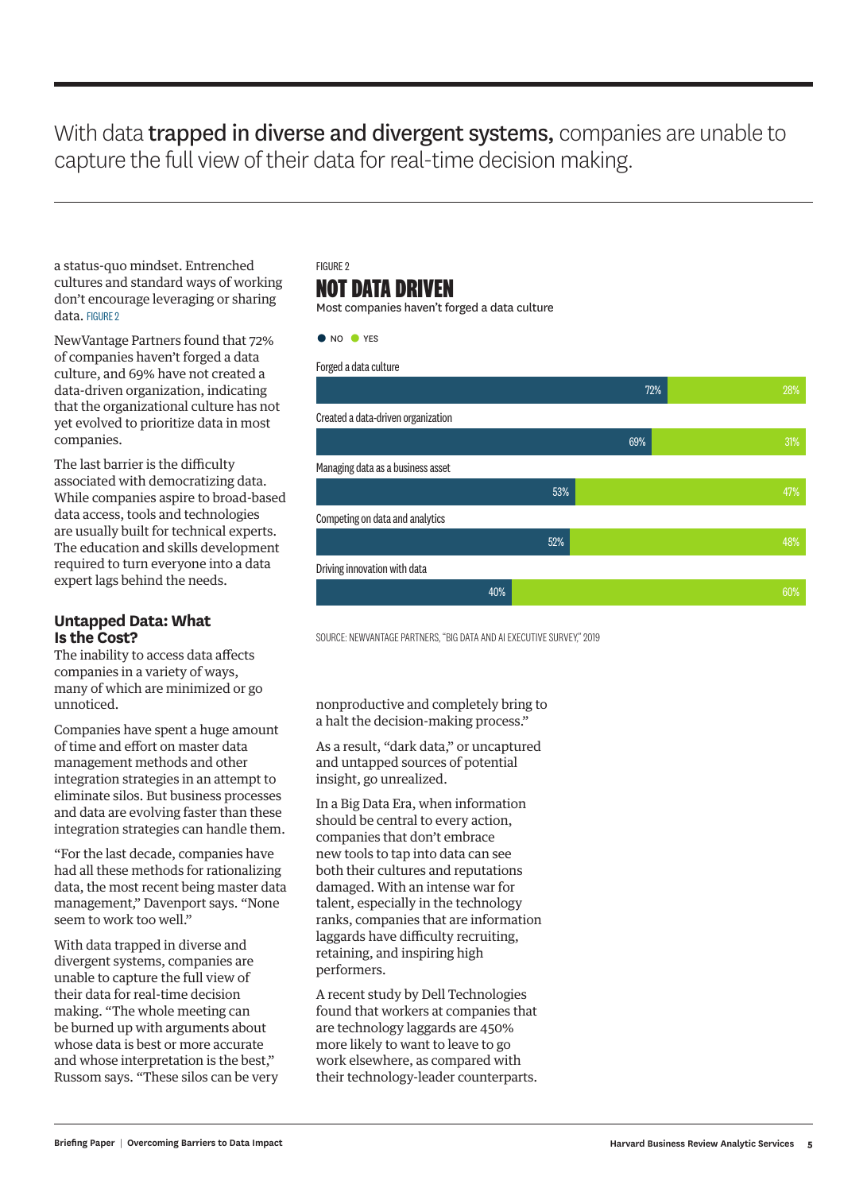With data **trapped in diverse and divergent systems,** companies are unable to capture the full view of their data for real-time decision making.

---

a status-quo mindset. Entrenched cultures and standard ways of working don't encourage leveraging or sharing data. FIGURE 2

NewVantage Partners found that 72% of companies haven't forged a data culture, and 69% have not created a data-driven organization, indicating that the organizational culture has not yet evolved to prioritize data in most companies.

The last barrier is the difficulty associated with democratizing data. While companies aspire to broad-based data access, tools and technologies are usually built for technical experts. The education and skills development required to turn everyone into a data expert lags behind the needs.

FIGURE 2

## NOT DATA DRIVEN

Most companies haven't forged a data culture

| | NO | YES |
|---|---|---|
| Forged a data culture | 72% | 28% |
| Created a data-driven organization | 69% | 31% |
| Managing data as a business asset | 53% | 47% |
| Competing on data and analytics | 52% | 48% |
| Driving innovation with data | 40% | 60% |

SOURCE: NEWVANTAGE PARTNERS, "BIG DATA AND AI EXECUTIVE SURVEY," 2019

### Untapped Data: What Is the Cost?

The inability to access data affects companies in a variety of ways, many of which are minimized or go unnoticed.

Companies have spent a huge amount of time and effort on master data management methods and other integration strategies in an attempt to eliminate silos. But business processes and data are evolving faster than these integration strategies can handle them.

"For the last decade, companies have had all these methods for rationalizing data, the most recent being master data management," Davenport says. "None seem to work too well."

With data trapped in diverse and divergent systems, companies are unable to capture the full view of their data for real-time decision making. "The whole meeting can be burned up with arguments about whose data is best or more accurate and whose interpretation is the best," Russom says. "These silos can be very nonproductive and completely bring to a halt the decision-making process."

As a result, "dark data," or uncaptured and untapped sources of potential insight, go unrealized.

In a Big Data Era, when information should be central to every action, companies that don't embrace new tools to tap into data can see both their cultures and reputations damaged. With an intense war for talent, especially in the technology ranks, companies that are information laggards have difficulty recruiting, retaining, and inspiring high performers.

A recent study by Dell Technologies found that workers at companies that are technology laggards are 450% more likely to want to leave to go work elsewhere, as compared with their technology-leader counterparts.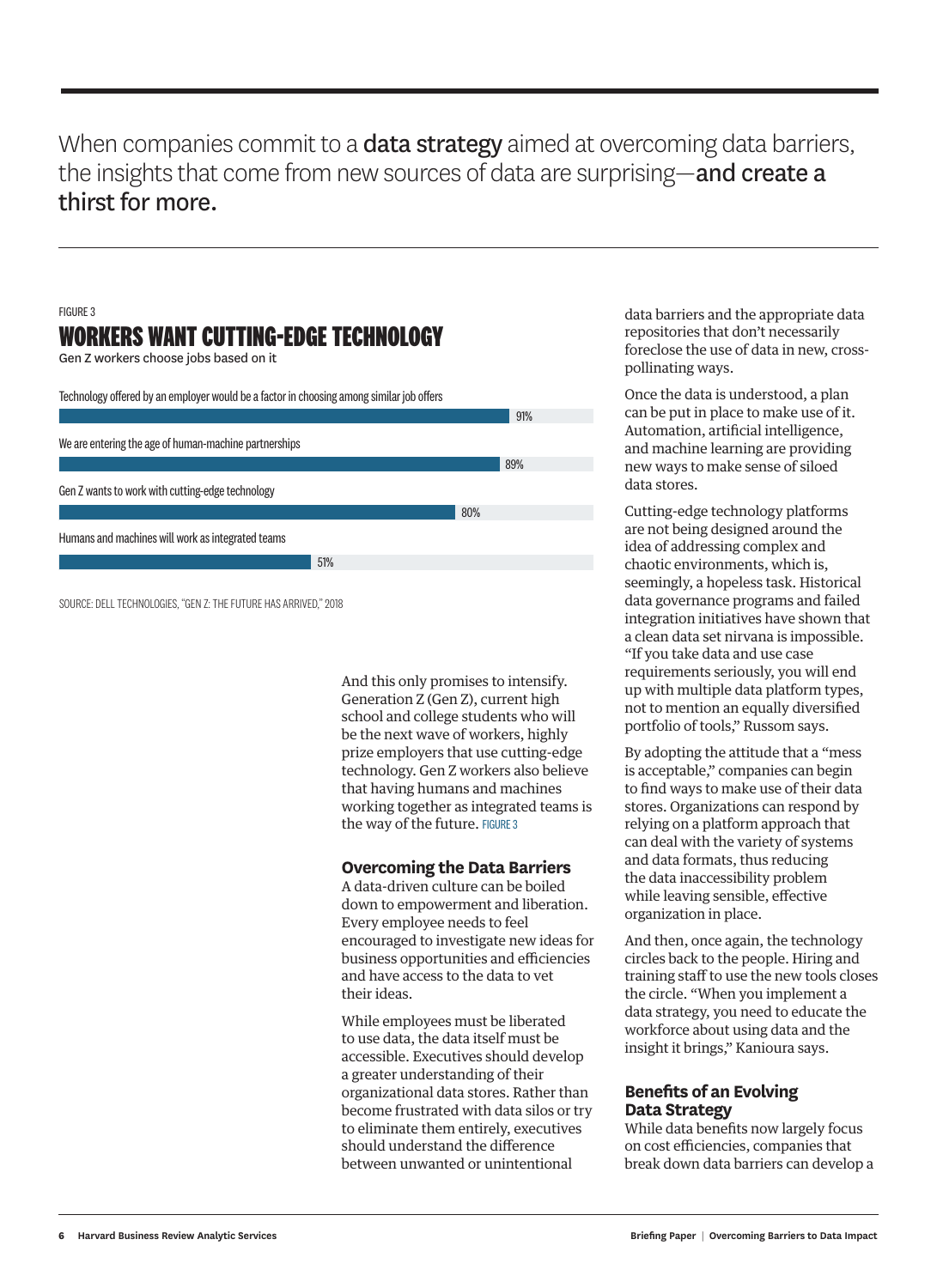When companies commit to a **data strategy** aimed at overcoming data barriers, the insights that come from new sources of data are surprising—**and create a thirst for more.**

FIGURE 3

## WORKERS WANT CUTTING-EDGE TECHNOLOGY

Gen Z workers choose jobs based on it

| Statement | Percentage |
|---|---|
| Technology offered by an employer would be a factor in choosing among similar job offers | 91% |
| We are entering the age of human-machine partnerships | 89% |
| Gen Z wants to work with cutting-edge technology | 80% |
| Humans and machines will work as integrated teams | 51% |

SOURCE: DELL TECHNOLOGIES, "GEN Z: THE FUTURE HAS ARRIVED," 2018

And this only promises to intensify. Generation Z (Gen Z), current high school and college students who will be the next wave of workers, highly prize employers that use cutting-edge technology. Gen Z workers also believe that having humans and machines working together as integrated teams is the way of the future. FIGURE 3

### Overcoming the Data Barriers

A data-driven culture can be boiled down to empowerment and liberation. Every employee needs to feel encouraged to investigate new ideas for business opportunities and efficiencies and have access to the data to vet their ideas.

While employees must be liberated to use data, the data itself must be accessible. Executives should develop a greater understanding of their organizational data stores. Rather than become frustrated with data silos or try to eliminate them entirely, executives should understand the difference between unwanted or unintentional data barriers and the appropriate data repositories that don't necessarily foreclose the use of data in new, cross-pollinating ways.

Once the data is understood, a plan can be put in place to make use of it. Automation, artificial intelligence, and machine learning are providing new ways to make sense of siloed data stores.

Cutting-edge technology platforms are not being designed around the idea of addressing complex and chaotic environments, which is, seemingly, a hopeless task. Historical data governance programs and failed integration initiatives have shown that a clean data set nirvana is impossible. "If you take data and use case requirements seriously, you will end up with multiple data platform types, not to mention an equally diversified portfolio of tools," Russom says.

By adopting the attitude that a "mess is acceptable," companies can begin to find ways to make use of their data stores. Organizations can respond by relying on a platform approach that can deal with the variety of systems and data formats, thus reducing the data inaccessibility problem while leaving sensible, effective organization in place.

And then, once again, the technology circles back to the people. Hiring and training staff to use the new tools closes the circle. "When you implement a data strategy, you need to educate the workforce about using data and the insight it brings," Kanioura says.

### Benefits of an Evolving Data Strategy

While data benefits now largely focus on cost efficiencies, companies that break down data barriers can develop a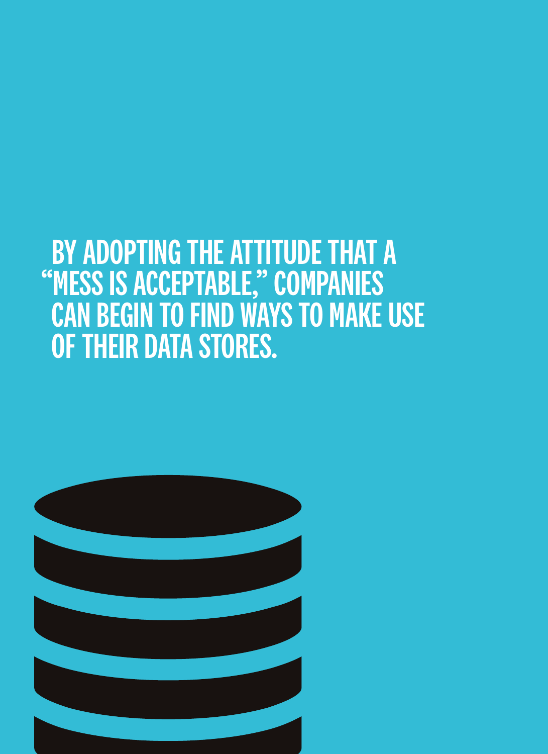BY ADOPTING THE ATTITUDE THAT A "MESS IS ACCEPTABLE," COMPANIES CAN BEGIN TO FIND WAYS TO MAKE USE OF THEIR DATA STORES.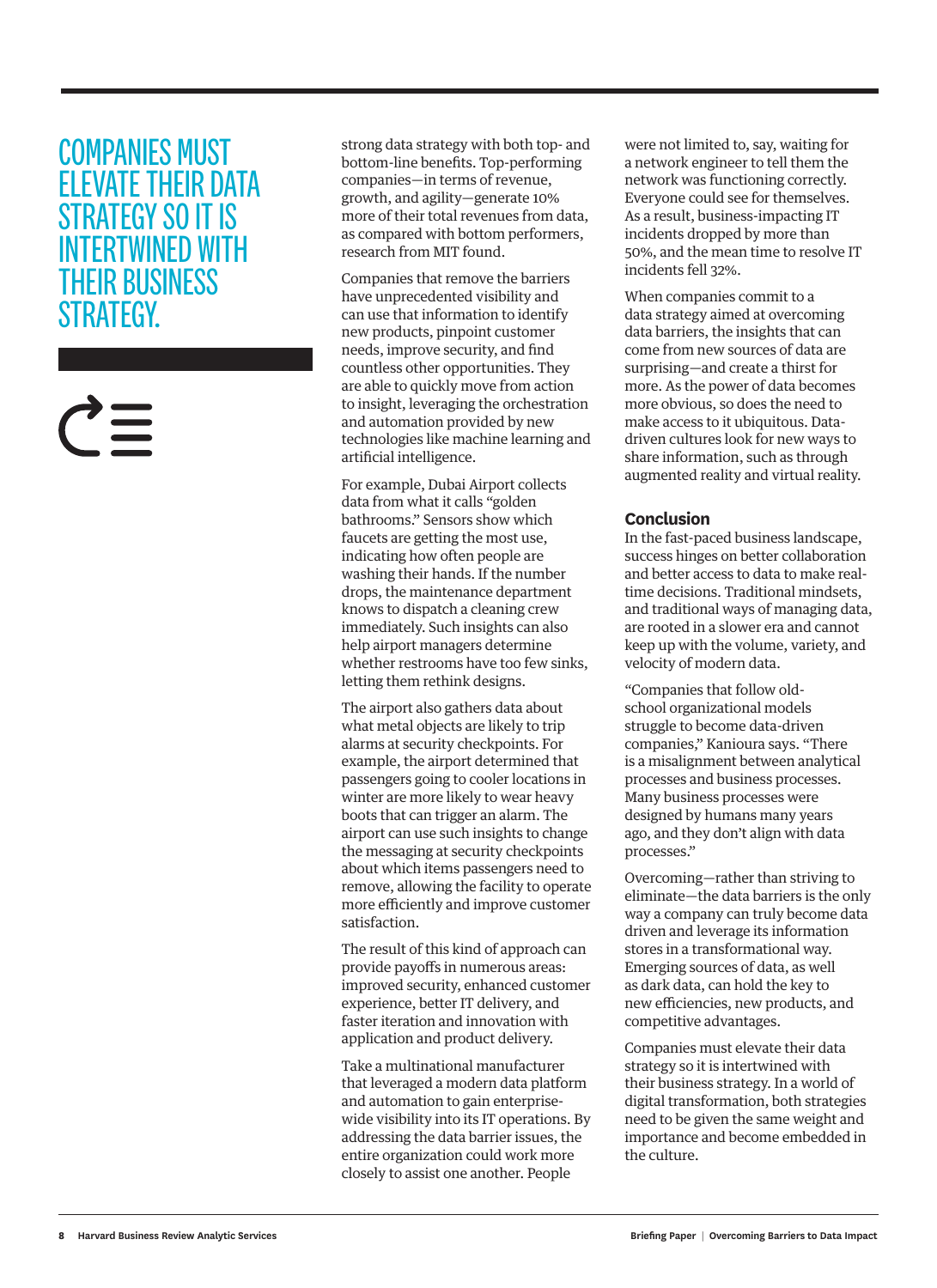COMPANIES MUST ELEVATE THEIR DATA STRATEGY SO IT IS INTERTWINED WITH THEIR BUSINESS STRATEGY.

strong data strategy with both top- and bottom-line benefits. Top-performing companies—in terms of revenue, growth, and agility—generate 10% more of their total revenues from data, as compared with bottom performers, research from MIT found.

Companies that remove the barriers have unprecedented visibility and can use that information to identify new products, pinpoint customer needs, improve security, and find countless other opportunities. They are able to quickly move from action to insight, leveraging the orchestration and automation provided by new technologies like machine learning and artificial intelligence.

For example, Dubai Airport collects data from what it calls "golden bathrooms." Sensors show which faucets are getting the most use, indicating how often people are washing their hands. If the number drops, the maintenance department knows to dispatch a cleaning crew immediately. Such insights can also help airport managers determine whether restrooms have too few sinks, letting them rethink designs.

The airport also gathers data about what metal objects are likely to trip alarms at security checkpoints. For example, the airport determined that passengers going to cooler locations in winter are more likely to wear heavy boots that can trigger an alarm. The airport can use such insights to change the messaging at security checkpoints about which items passengers need to remove, allowing the facility to operate more efficiently and improve customer satisfaction.

The result of this kind of approach can provide payoffs in numerous areas: improved security, enhanced customer experience, better IT delivery, and faster iteration and innovation with application and product delivery.

Take a multinational manufacturer that leveraged a modern data platform and automation to gain enterprise-wide visibility into its IT operations. By addressing the data barrier issues, the entire organization could work more closely to assist one another. People were not limited to, say, waiting for a network engineer to tell them the network was functioning correctly. Everyone could see for themselves. As a result, business-impacting IT incidents dropped by more than 50%, and the mean time to resolve IT incidents fell 32%.

When companies commit to a data strategy aimed at overcoming data barriers, the insights that can come from new sources of data are surprising—and create a thirst for more. As the power of data becomes more obvious, so does the need to make access to it ubiquitous. Data-driven cultures look for new ways to share information, such as through augmented reality and virtual reality.

## Conclusion

In the fast-paced business landscape, success hinges on better collaboration and better access to data to make real-time decisions. Traditional mindsets, and traditional ways of managing data, are rooted in a slower era and cannot keep up with the volume, variety, and velocity of modern data.

"Companies that follow old-school organizational models struggle to become data-driven companies," Kanioura says. "There is a misalignment between analytical processes and business processes. Many business processes were designed by humans many years ago, and they don't align with data processes."

Overcoming—rather than striving to eliminate—the data barriers is the only way a company can truly become data driven and leverage its information stores in a transformational way. Emerging sources of data, as well as dark data, can hold the key to new efficiencies, new products, and competitive advantages.

Companies must elevate their data strategy so it is intertwined with their business strategy. In a world of digital transformation, both strategies need to be given the same weight and importance and become embedded in the culture.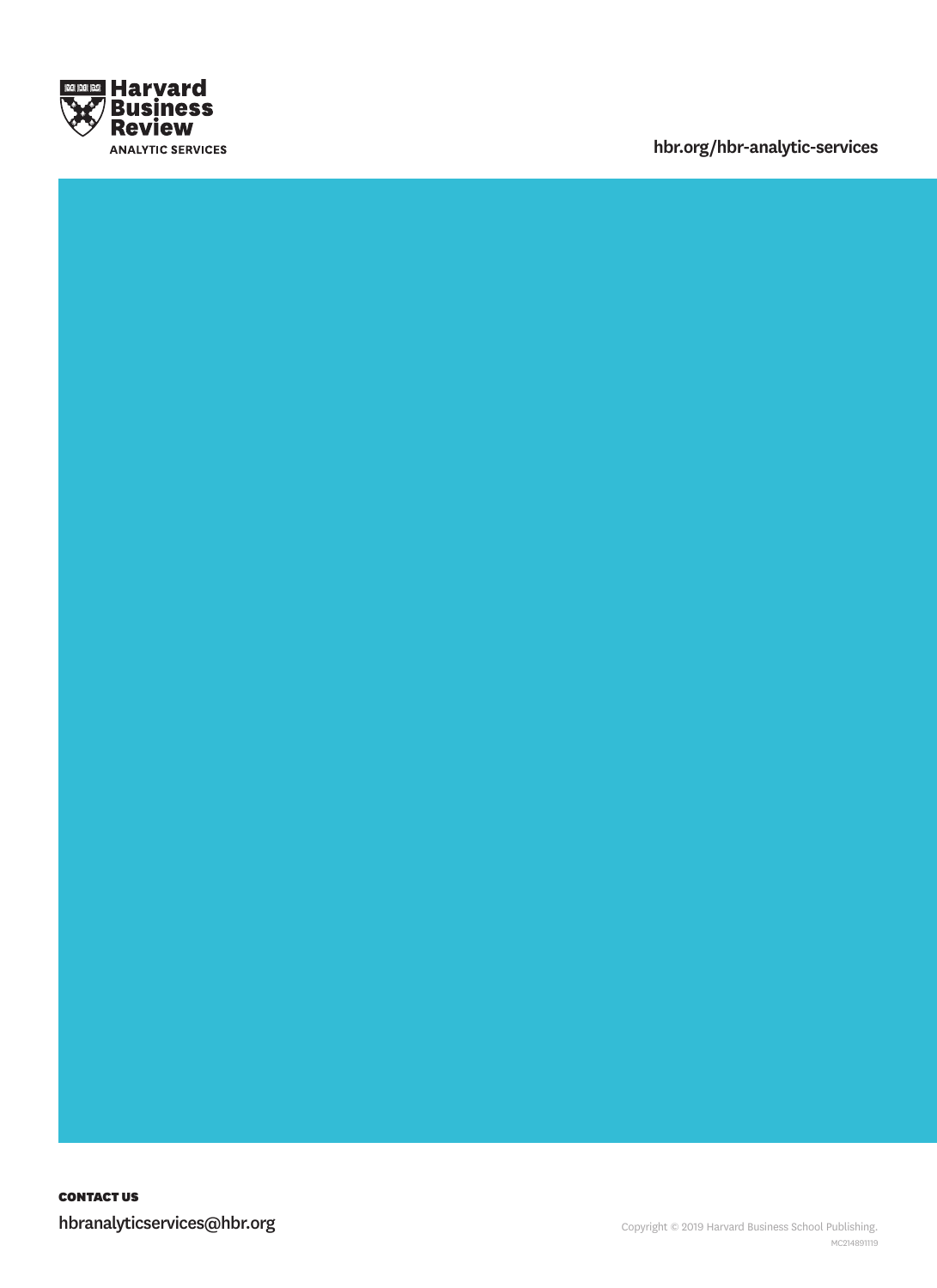Harvard Business Review ANALYTIC SERVICES

hbr.org/hbr-analytic-services

**CONTACT US**

hbranalyticservices@hbr.org

Copyright © 2019 Harvard Business School Publishing.
MC214891119